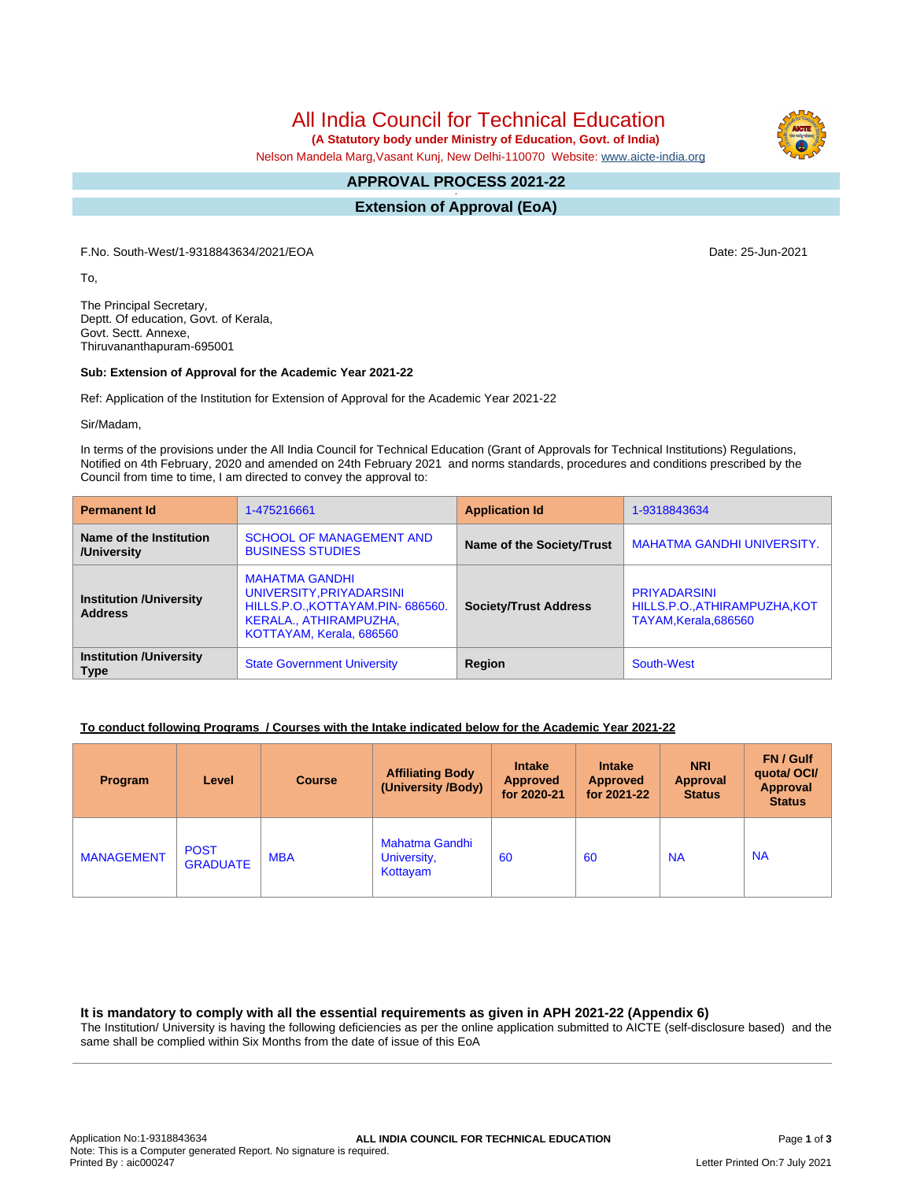# All India Council for Technical Education

**(A Statutory body under Ministry of Education, Govt. of India)**

Nelson Mandela Marg,Vasant Kunj, New Delhi-110070 Website: www.aicte-india.org

## APPROVAL PROCESS 2021-22

## Extension of Approval (EoA)

F.No. South-West/1-9318843634/2021/EOA

Date: 25-Jun-2021

To,

The Principal Secretary,
Deptt. Of education, Govt. of Kerala,
Govt. Sectt. Annexe,
Thiruvananthapuram-695001

**Sub: Extension of Approval for the Academic Year 2021-22**

Ref: Application of the Institution for Extension of Approval for the Academic Year 2021-22

Sir/Madam,

In terms of the provisions under the All India Council for Technical Education (Grant of Approvals for Technical Institutions) Regulations, Notified on 4th February, 2020 and amended on 24th February 2021 and norms standards, procedures and conditions prescribed by the Council from time to time, I am directed to convey the approval to:

| **Permanent Id** | 1-475216661 | **Application Id** | 1-9318843634 |
|---|---|---|---|
| **Name of the Institution /University** | SCHOOL OF MANAGEMENT AND BUSINESS STUDIES | **Name of the Society/Trust** | MAHATMA GANDHI UNIVERSITY. |
| **Institution /University Address** | MAHATMA GANDHI UNIVERSITY,PRIYADARSINI HILLS.P.O.,KOTTAYAM.PIN- 686560. KERALA., ATHIRAMPUZHA, KOTTAYAM, Kerala, 686560 | **Society/Trust Address** | PRIYADARSINI HILLS.P.O.,ATHIRAMPUZHA,KOTTAYAM,Kerala,686560 |
| **Institution /University Type** | State Government University | **Region** | South-West |

**To conduct following Programs / Courses with the Intake indicated below for the Academic Year 2021-22**

| Program | Level | Course | Affiliating Body (University /Body) | Intake Approved for 2020-21 | Intake Approved for 2021-22 | NRI Approval Status | FN / Gulf quota/ OCI/ Approval Status |
|---|---|---|---|---|---|---|---|
| MANAGEMENT | POST GRADUATE | MBA | Mahatma Gandhi University, Kottayam | 60 | 60 | NA | NA |

### It is mandatory to comply with all the essential requirements as given in APH 2021-22 (Appendix 6)

The Institution/ University is having the following deficiencies as per the online application submitted to AICTE (self-disclosure based) and the same shall be complied within Six Months from the date of issue of this EoA

Application No:1-9318843634
Note: This is a Computer generated Report. No signature is required.
Printed By : aic000247

Letter Printed On:7 July 2021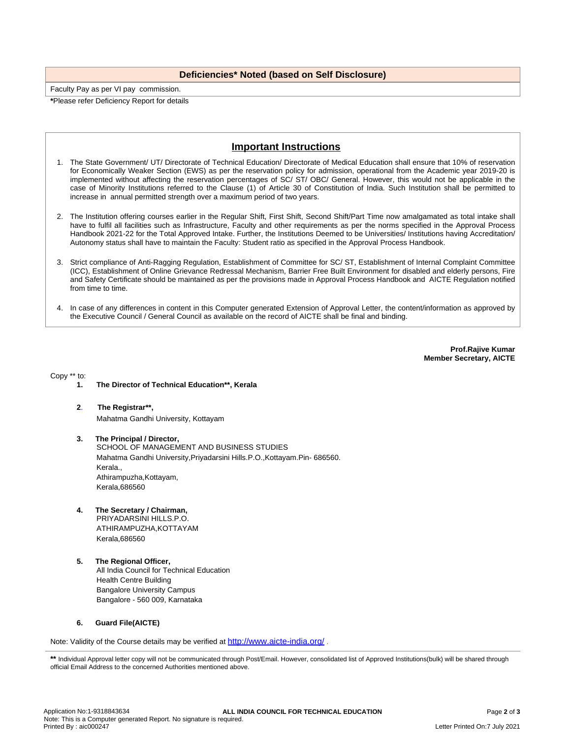## Deficiencies* Noted (based on Self Disclosure)

Faculty Pay as per VI pay commission.

**\***Please refer Deficiency Report for details

## Important Instructions

1. The State Government/ UT/ Directorate of Technical Education/ Directorate of Medical Education shall ensure that 10% of reservation for Economically Weaker Section (EWS) as per the reservation policy for admission, operational from the Academic year 2019-20 is implemented without affecting the reservation percentages of SC/ ST/ OBC/ General. However, this would not be applicable in the case of Minority Institutions referred to the Clause (1) of Article 30 of Constitution of India. Such Institution shall be permitted to increase in annual permitted strength over a maximum period of two years.

2. The Institution offering courses earlier in the Regular Shift, First Shift, Second Shift/Part Time now amalgamated as total intake shall have to fulfil all facilities such as Infrastructure, Faculty and other requirements as per the norms specified in the Approval Process Handbook 2021-22 for the Total Approved Intake. Further, the Institutions Deemed to be Universities/ Institutions having Accreditation/ Autonomy status shall have to maintain the Faculty: Student ratio as specified in the Approval Process Handbook.

3. Strict compliance of Anti-Ragging Regulation, Establishment of Committee for SC/ ST, Establishment of Internal Complaint Committee (ICC), Establishment of Online Grievance Redressal Mechanism, Barrier Free Built Environment for disabled and elderly persons, Fire and Safety Certificate should be maintained as per the provisions made in Approval Process Handbook and AICTE Regulation notified from time to time.

4. In case of any differences in content in this Computer generated Extension of Approval Letter, the content/information as approved by the Executive Council / General Council as available on the record of AICTE shall be final and binding.

**Prof.Rajive Kumar**
**Member Secretary, AICTE**

Copy ** to:

1. **The Director of Technical Education\*\*, Kerala**

2. **The Registrar\*\*,**
   Mahatma Gandhi University, Kottayam

3. **The Principal / Director,**
   SCHOOL OF MANAGEMENT AND BUSINESS STUDIES
   Mahatma Gandhi University,Priyadarsini Hills.P.O.,Kottayam.Pin- 686560.
   Kerala.,
   Athirampuzha,Kottayam,
   Kerala,686560

4. **The Secretary / Chairman,**
   PRIYADARSINI HILLS.P.O.
   ATHIRAMPUZHA,KOTTAYAM
   Kerala,686560

5. **The Regional Officer,**
   All India Council for Technical Education
   Health Centre Building
   Bangalore University Campus
   Bangalore - 560 009, Karnataka

6. **Guard File(AICTE)**

Note: Validity of the Course details may be verified at http://www.aicte-india.org/ .

**\*\*** Individual Approval letter copy will not be communicated through Post/Email. However, consolidated list of Approved Institutions(bulk) will be shared through official Email Address to the concerned Authorities mentioned above.

Application No:1-9318843634
Note: This is a Computer generated Report. No signature is required.
Printed By : aic000247
Letter Printed On:7 July 2021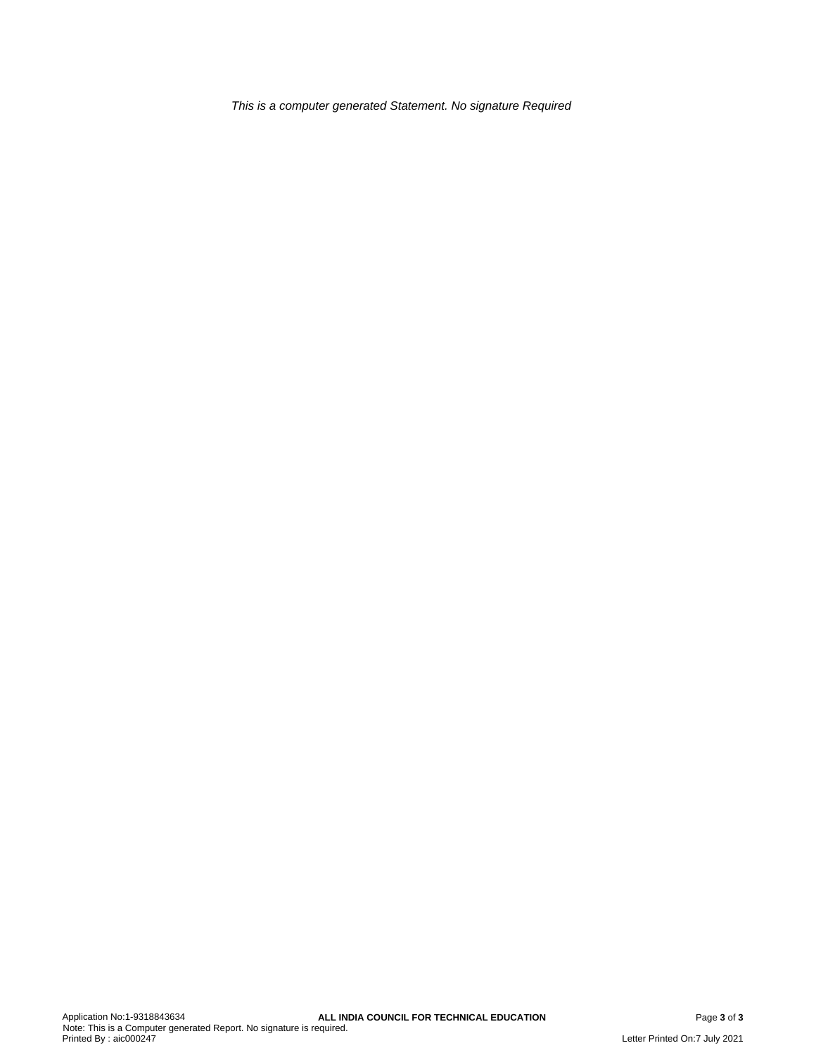*This is a computer generated Statement. No signature Required*